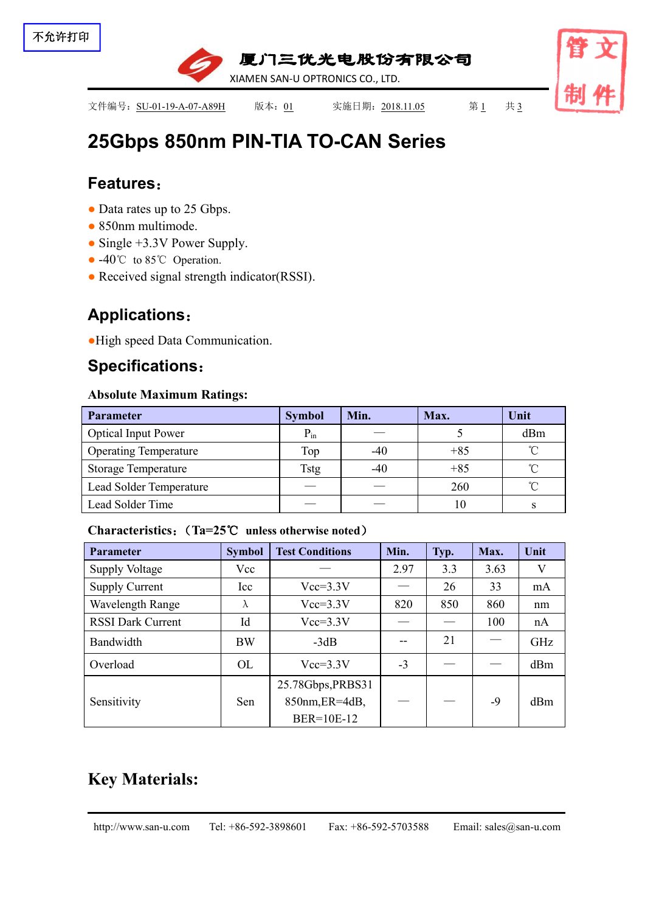不允许打印

厦门三优光电股份有限公司
XIAMEN SAN-U OPTRONICS CO., LTD.

管文
制件

文件编号：SU-01-19-A-07-A89H　　版本：01　　实施日期：2018.11.05　　第 1　共 3

# 25Gbps 850nm PIN-TIA TO-CAN Series

## Features：

- Data rates up to 25 Gbps.
- 850nm multimode.
- Single +3.3V Power Supply.
- -40℃ to 85℃ Operation.
- Received signal strength indicator(RSSI).

## Applications：

- High speed Data Communication.

## Specifications：

**Absolute Maximum Ratings:**

| Parameter | Symbol | Min. | Max. | Unit |
|---|---|---|---|---|
| Optical Input Power | $P_{in}$ | — | 5 | dBm |
| Operating Temperature | Top | -40 | +85 | ℃ |
| Storage Temperature | Tstg | -40 | +85 | ℃ |
| Lead Solder Temperature | — | — | 260 | ℃ |
| Lead Solder Time | — | — | 10 | s |

**Characteristics：（Ta=25℃ unless otherwise noted）**

| Parameter | Symbol | Test Conditions | Min. | Typ. | Max. | Unit |
|---|---|---|---|---|---|---|
| Supply Voltage | Vcc | — | 2.97 | 3.3 | 3.63 | V |
| Supply Current | Icc | Vcc=3.3V | — | 26 | 33 | mA |
| Wavelength Range | λ | Vcc=3.3V | 820 | 850 | 860 | nm |
| RSSI Dark Current | Id | Vcc=3.3V | — | — | 100 | nA |
| Bandwidth | BW | -3dB | -- | 21 | — | GHz |
| Overload | OL | Vcc=3.3V | -3 | — | — | dBm |
| Sensitivity | Sen | 25.78Gbps,PRBS31 850nm,ER=4dB, BER=10E-12 | — | — | -9 | dBm |

## Key Materials:

http://www.san-u.com　Tel: +86-592-3898601　Fax: +86-592-5703588　Email: sales@san-u.com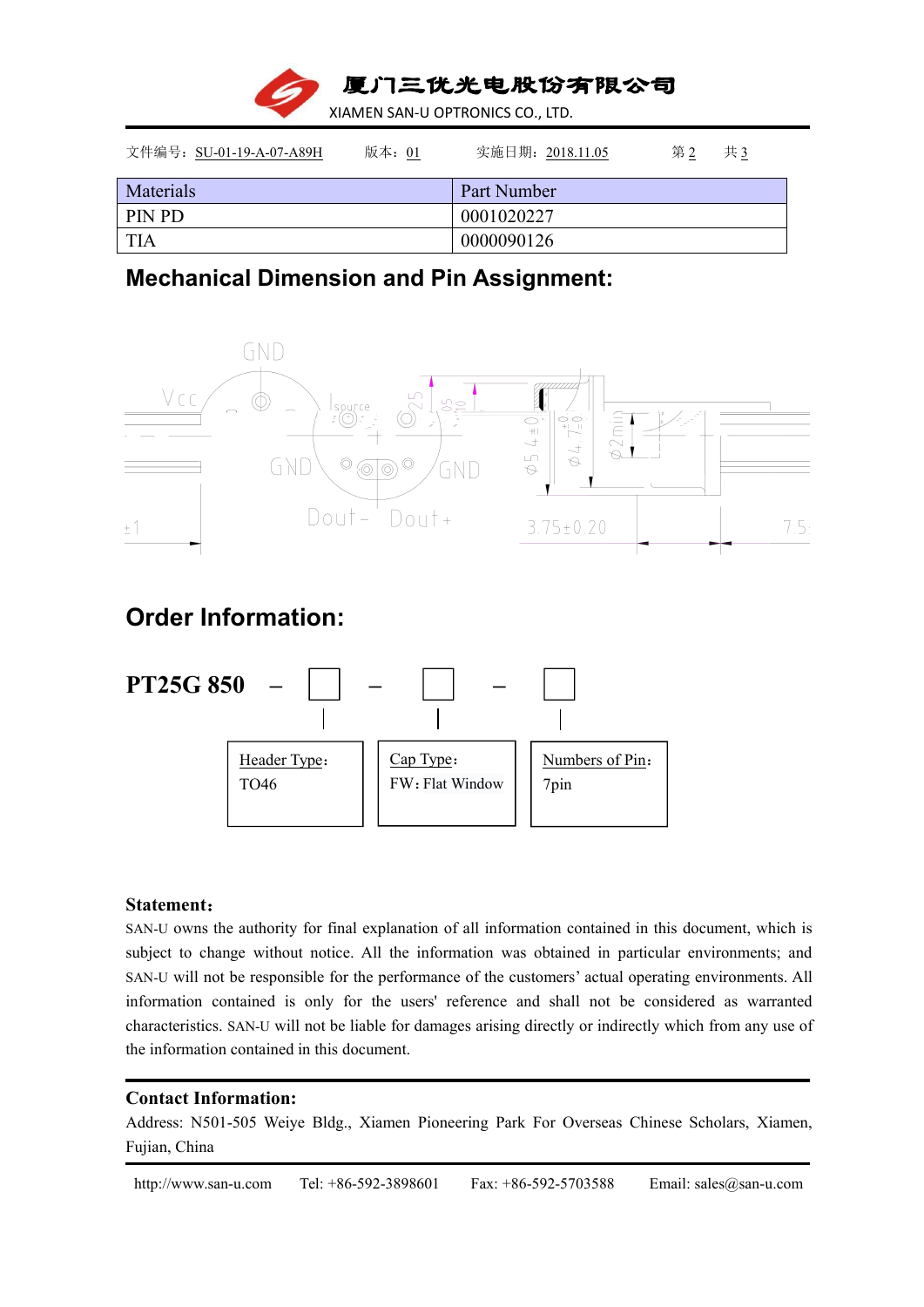| Materials | Part Number |
| --- | --- |
| PIN PD | 0001020227 |
| TIA | 0000090126 |

## Mechanical Dimension and Pin Assignment:

GND

Vcc

Isource

GND

GND

Dout- Dout+

±1

3.75±0.20

7.5

## Order Information:

**PT25G 850 – □ – □ – □**

| Header Type: | Cap Type: | Numbers of Pin: |
| --- | --- | --- |
| TO46 | FW: Flat Window | 7pin |

**Statement:**

SAN-U owns the authority for final explanation of all information contained in this document, which is subject to change without notice. All the information was obtained in particular environments; and SAN-U will not be responsible for the performance of the customers' actual operating environments. All information contained is only for the users' reference and shall not be considered as warranted characteristics. SAN-U will not be liable for damages arising directly or indirectly which from any use of the information contained in this document.

**Contact Information:**

Address: N501-505 Weiye Bldg., Xiamen Pioneering Park For Overseas Chinese Scholars, Xiamen, Fujian, China

http://www.san-u.com Tel: +86-592-3898601 Fax: +86-592-5703588 Email: sales@san-u.com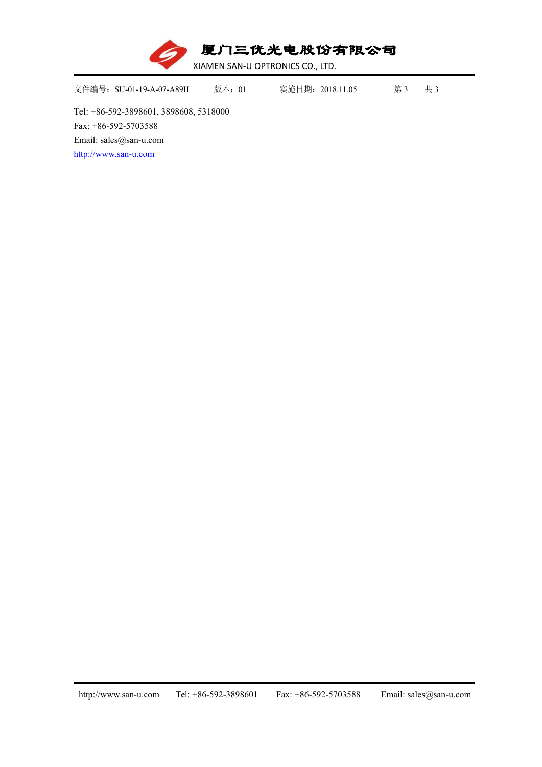Tel: +86-592-3898601, 3898608, 5318000

Fax: +86-592-5703588

Email: sales@san-u.com

http://www.san-u.com